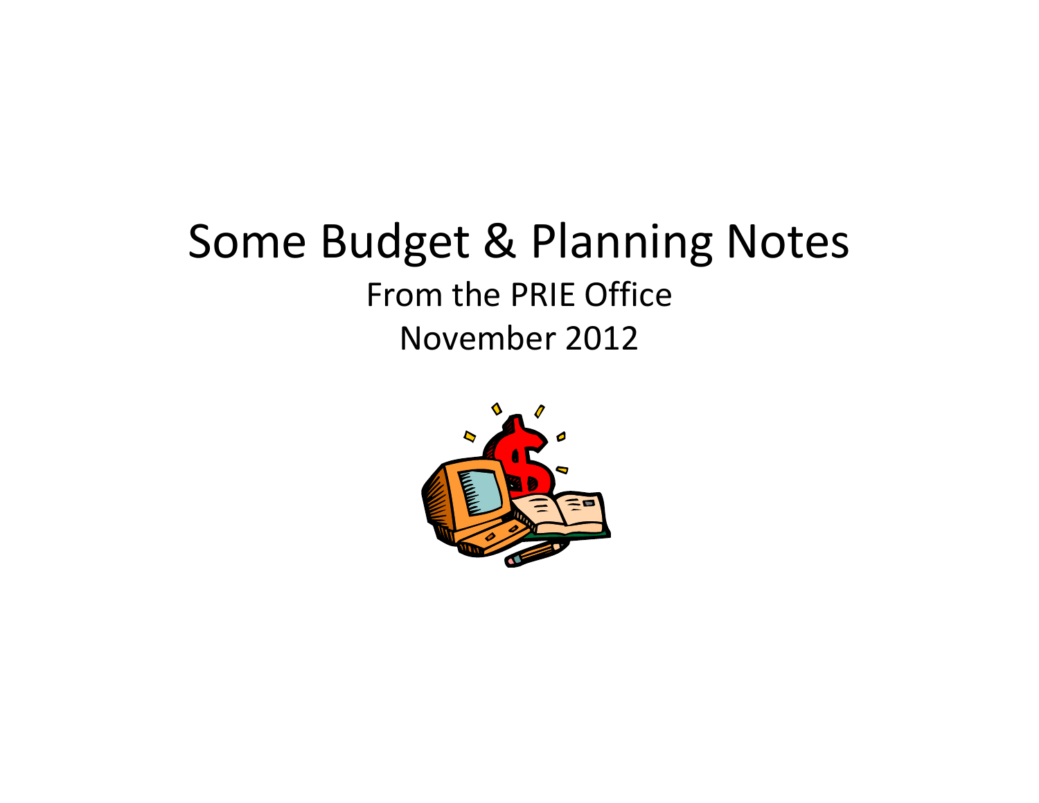# Some Budget & Planning Notes

From the PRIE Office

November 2012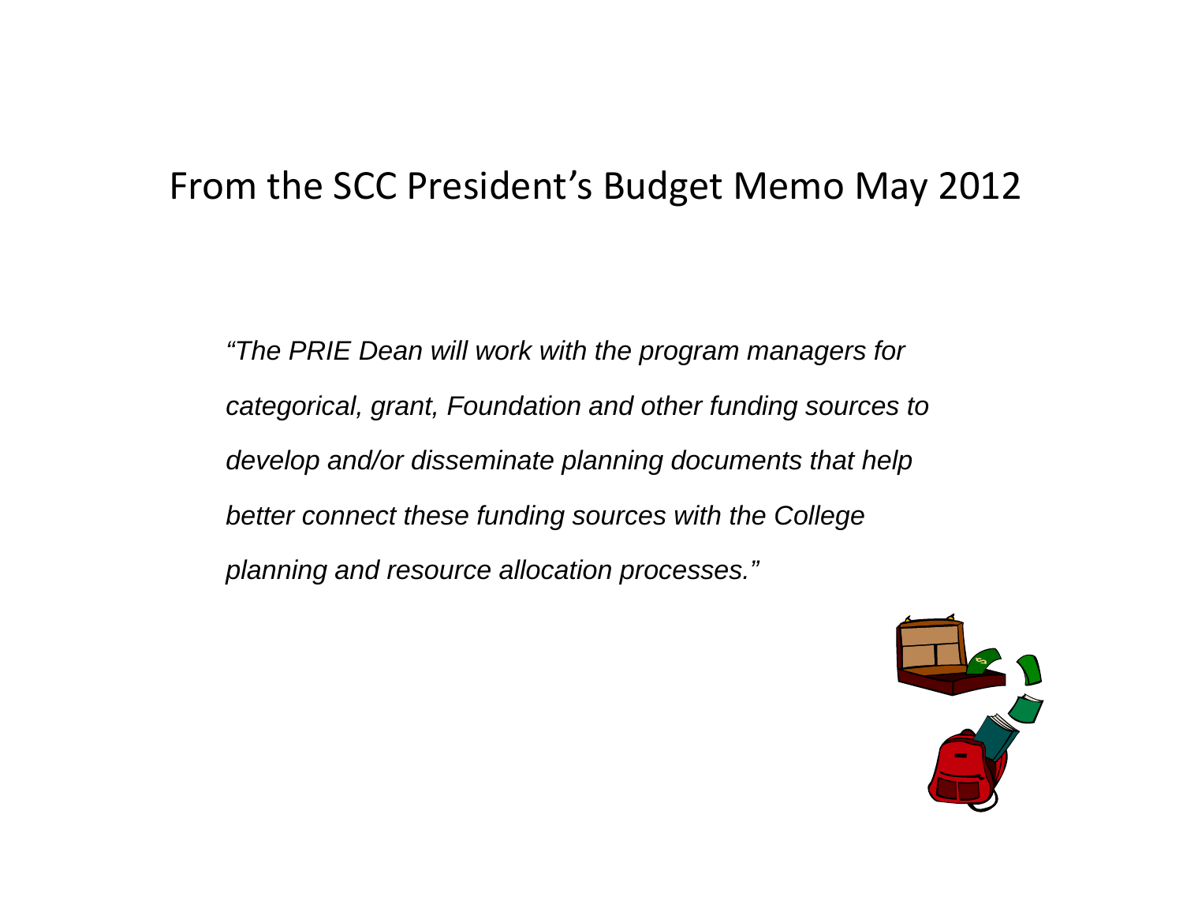# From the SCC President's Budget Memo May 2012

*"The PRIE Dean will work with the program managers for categorical, grant, Foundation and other funding sources to develop and/or disseminate planning documents that help better connect these funding sources with the College planning and resource allocation processes."*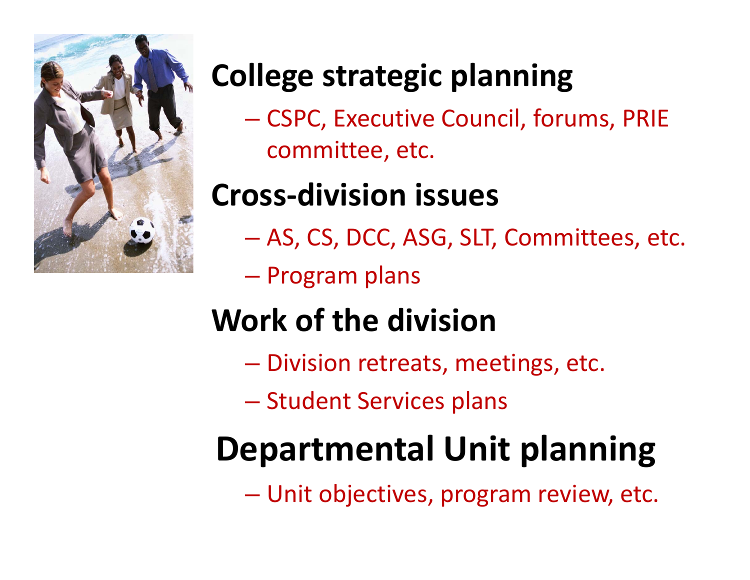## College strategic planning

- CSPC, Executive Council, forums, PRIE committee, etc.

## Cross-division issues

- AS, CS, DCC, ASG, SLT, Committees, etc.
- Program plans

## Work of the division

- Division retreats, meetings, etc.
- Student Services plans

## Departmental Unit planning

- Unit objectives, program review, etc.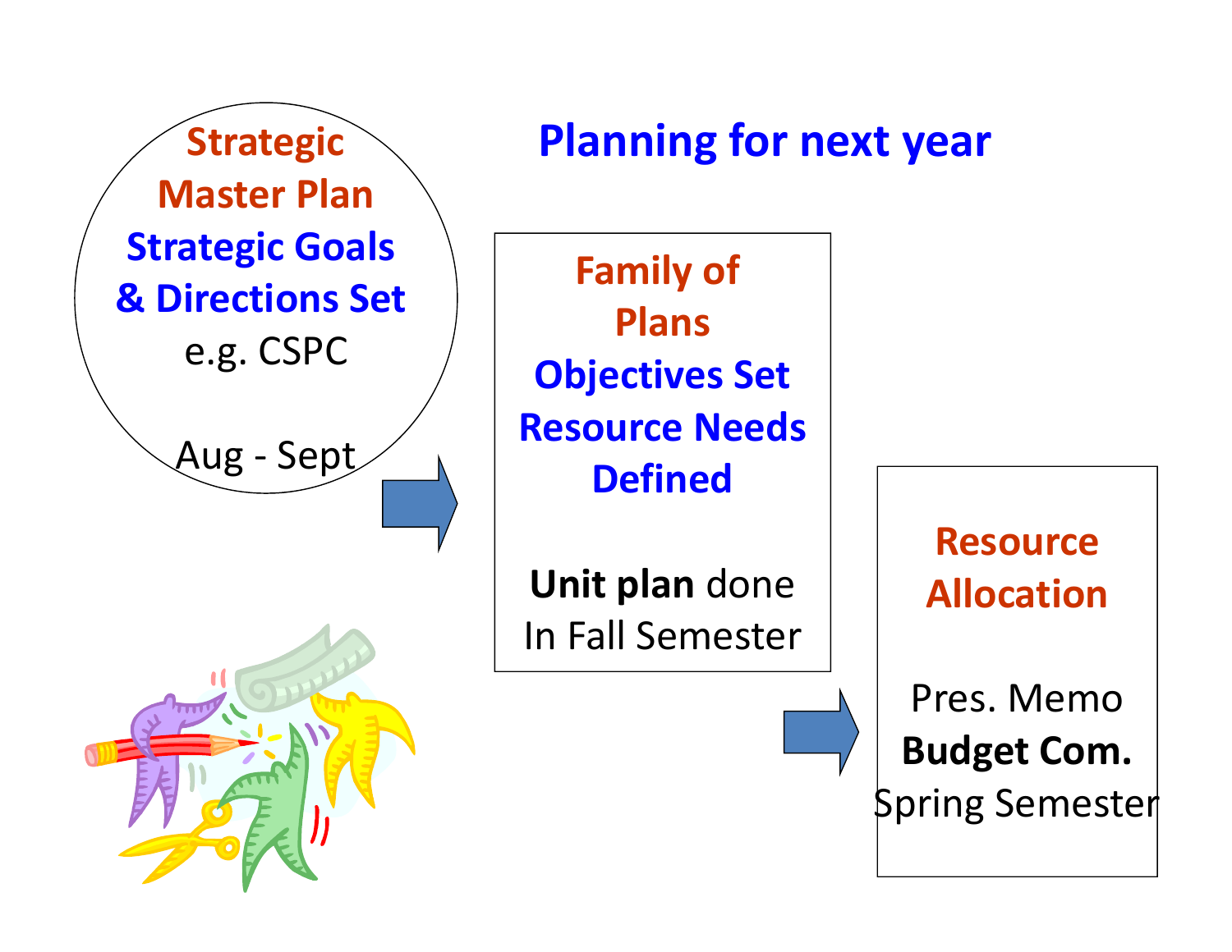# Planning for next year

**Strategic Master Plan**
**Strategic Goals & Directions Set**
e.g. CSPC

Aug - Sept

**Family of Plans**
**Objectives Set**
**Resource Needs Defined**

**Unit plan** done
In Fall Semester

**Resource Allocation**

Pres. Memo
**Budget Com.**
Spring Semester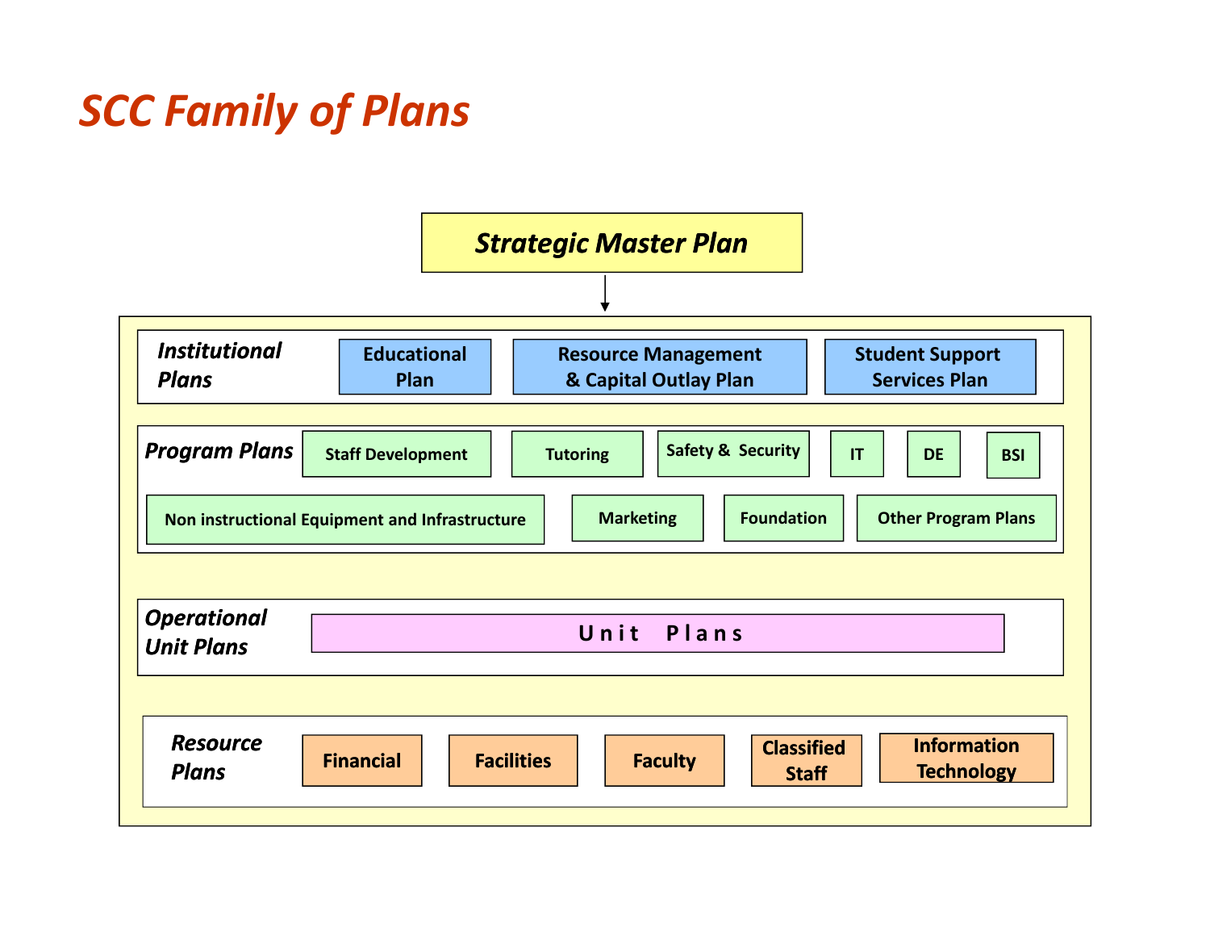# SCC Family of Plans

**Strategic Master Plan**

↓

**Institutional Plans**
- Educational Plan
- Resource Management & Capital Outlay Plan
- Student Support Services Plan

**Program Plans**
- Staff Development
- Tutoring
- Safety & Security
- IT
- DE
- BSI
- Non instructional Equipment and Infrastructure
- Marketing
- Foundation
- Other Program Plans

**Operational Unit Plans**
- Unit Plans

**Resource Plans**
- Financial
- Facilities
- Faculty
- Classified Staff
- Information Technology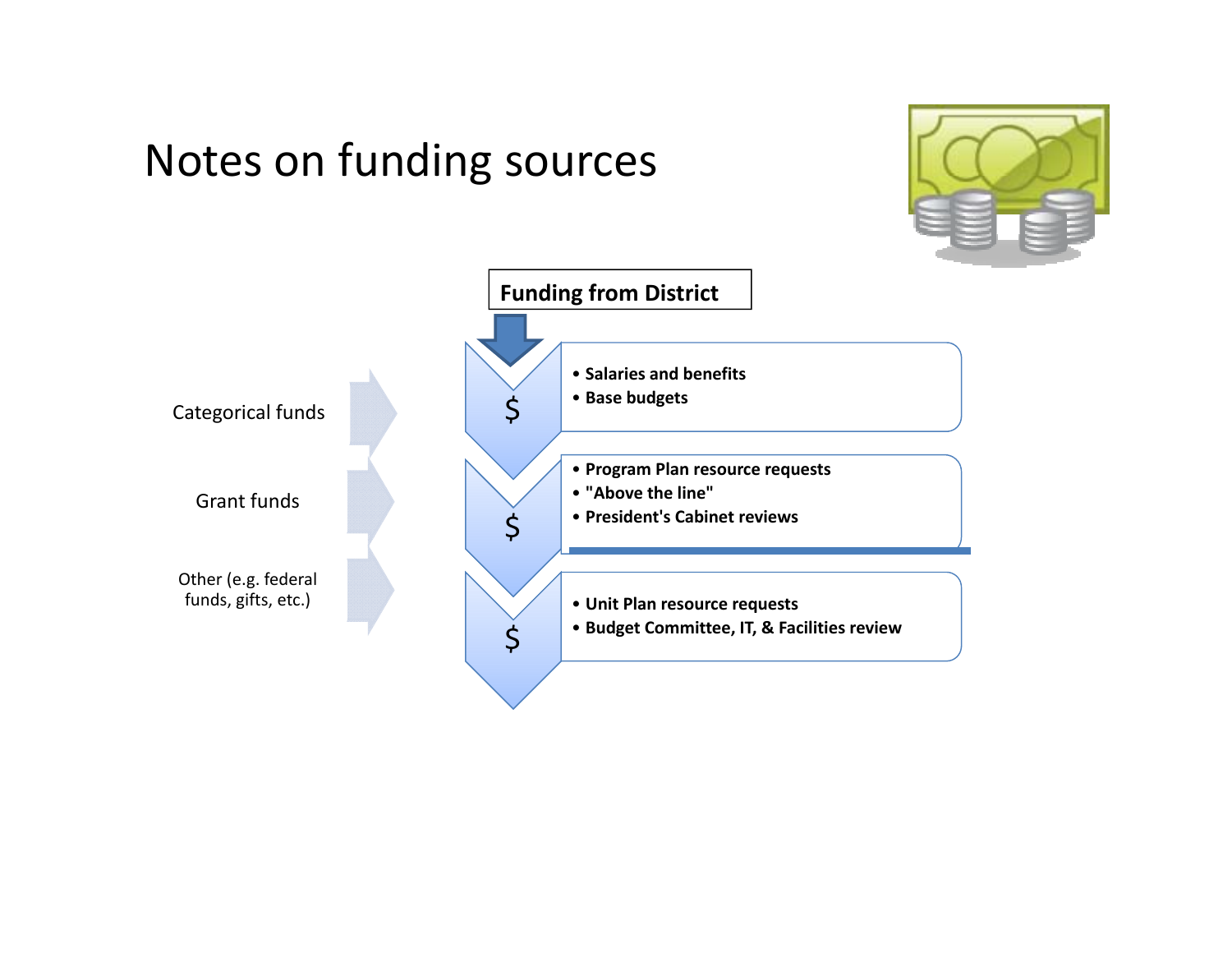# Notes on funding sources

**Funding from District**

Categorical funds

Grant funds

Other (e.g. federal funds, gifts, etc.)

$

- **Salaries and benefits**
- **Base budgets**

$

- **Program Plan resource requests**
- **"Above the line"**
- **President's Cabinet reviews**

$

- **Unit Plan resource requests**
- **Budget Committee, IT, & Facilities review**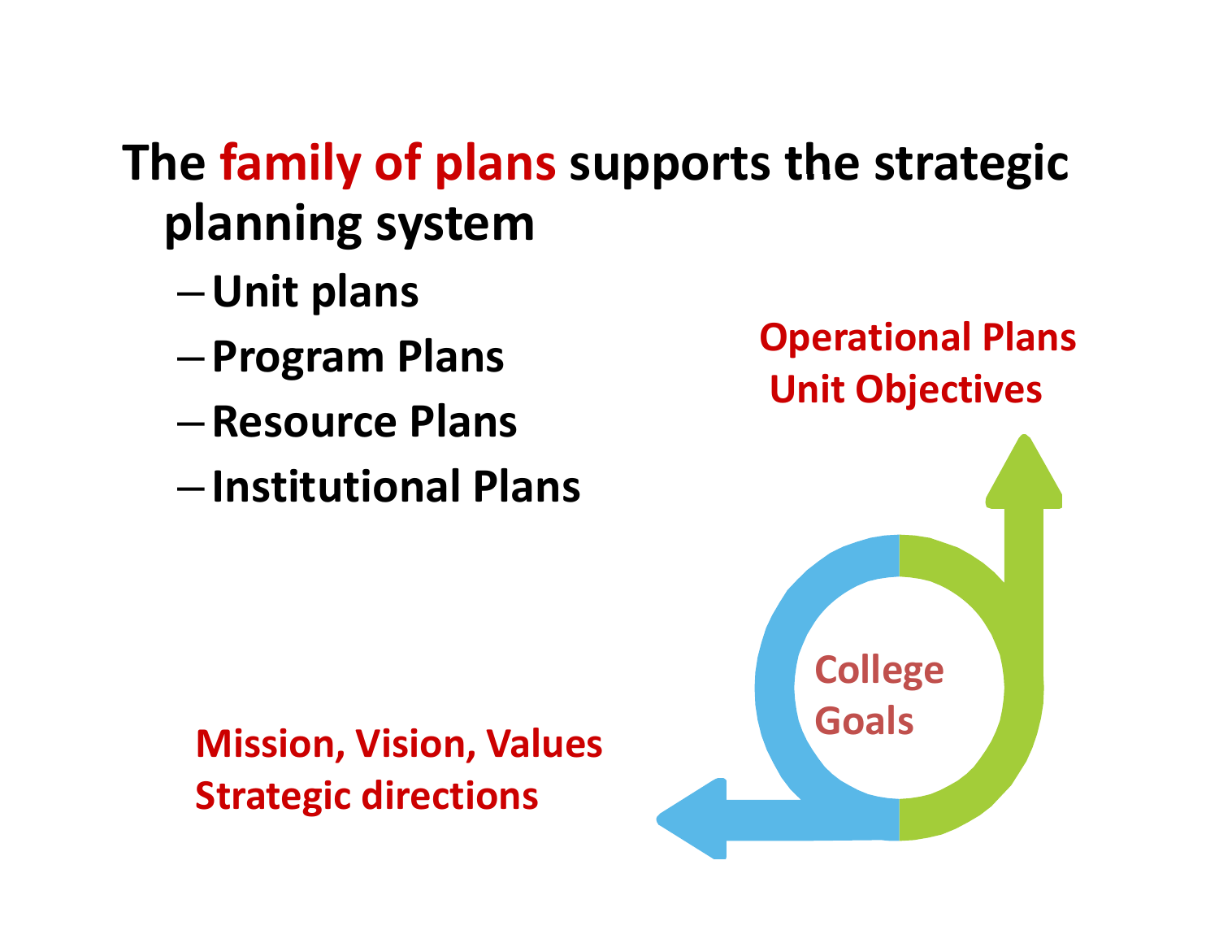# The **family of plans** supports the strategic planning system

- Unit plans
- Program Plans
- Resource Plans
- Institutional Plans

Operational Plans
Unit Objectives

College
Goals

Mission, Vision, Values
Strategic directions